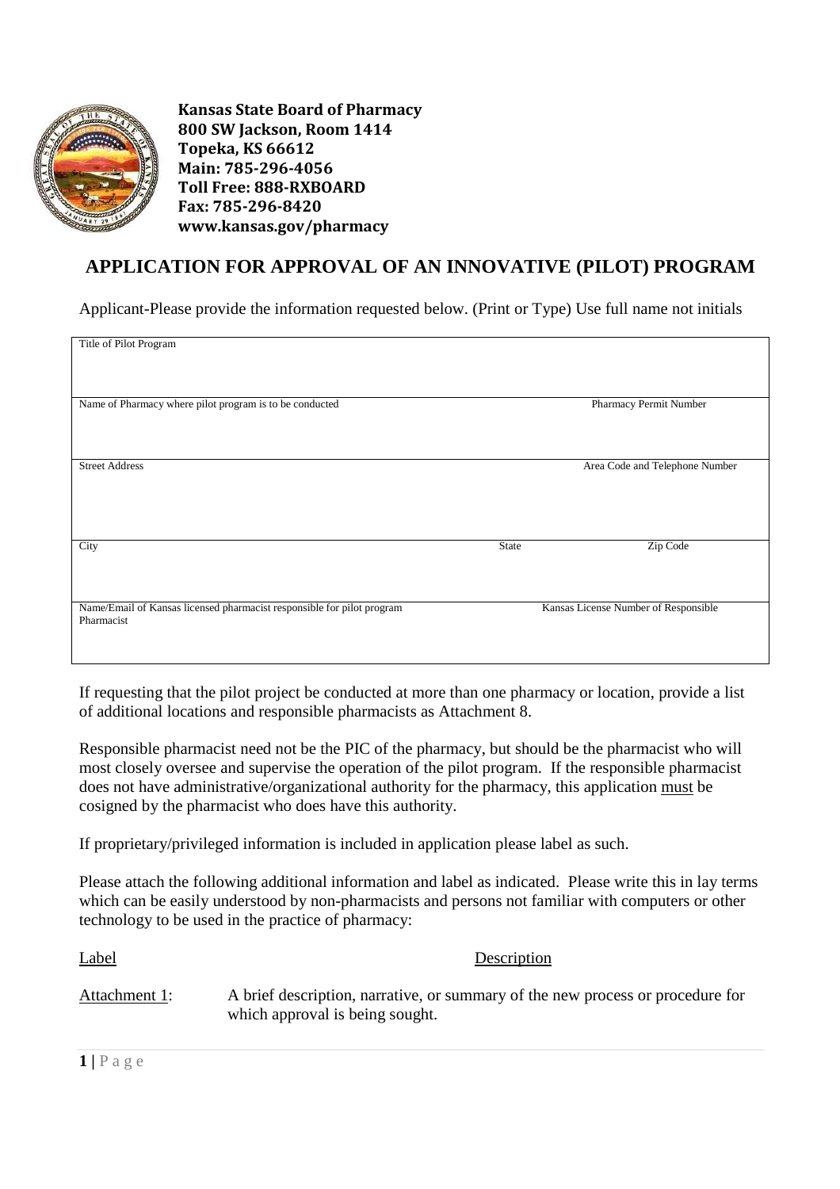**Kansas State Board of Pharmacy**
**800 SW Jackson, Room 1414**
**Topeka, KS 66612**
**Main: 785-296-4056**
**Toll Free: 888-RXBOARD**
**Fax: 785-296-8420**
**www.kansas.gov/pharmacy**

# APPLICATION FOR APPROVAL OF AN INNOVATIVE (PILOT) PROGRAM

Applicant-Please provide the information requested below. (Print or Type) Use full name not initials

| | | |
|---|---|---|
| Title of Pilot Program | | |
| Name of Pharmacy where pilot program is to be conducted | | Pharmacy Permit Number |
| Street Address | | Area Code and Telephone Number |
| City | State | Zip Code |
| Name/Email of Kansas licensed pharmacist responsible for pilot program | | Kansas License Number of Responsible Pharmacist |

If requesting that the pilot project be conducted at more than one pharmacy or location, provide a list of additional locations and responsible pharmacists as Attachment 8.

Responsible pharmacist need not be the PIC of the pharmacy, but should be the pharmacist who will most closely oversee and supervise the operation of the pilot program. If the responsible pharmacist does not have administrative/organizational authority for the pharmacy, this application must be cosigned by the pharmacist who does have this authority.

If proprietary/privileged information is included in application please label as such.

Please attach the following additional information and label as indicated. Please write this in lay terms which can be easily understood by non-pharmacists and persons not familiar with computers or other technology to be used in the practice of pharmacy:

| Label | Description |
|---|---|
| Attachment 1: | A brief description, narrative, or summary of the new process or procedure for which approval is being sought. |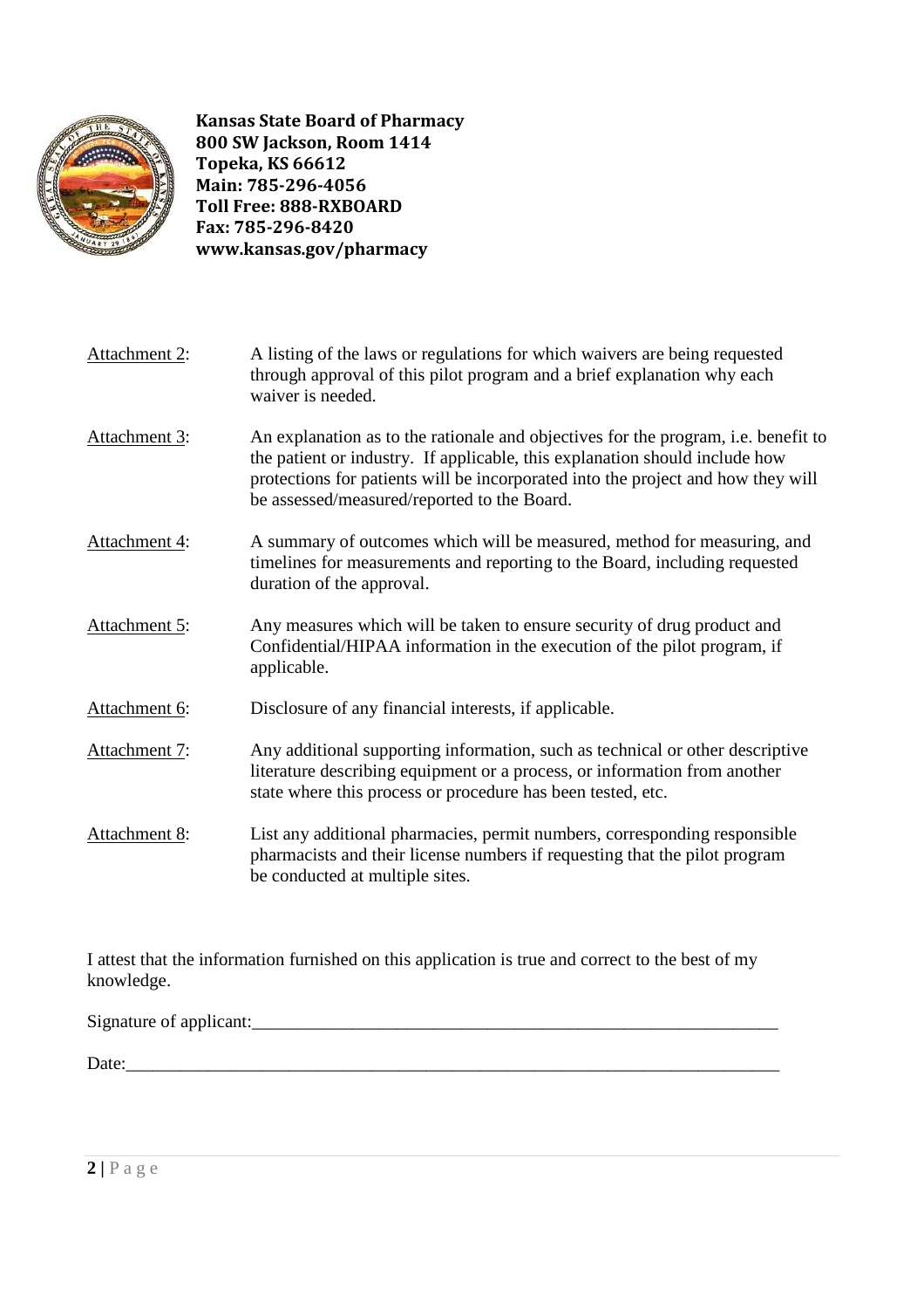**Kansas State Board of Pharmacy**
**800 SW Jackson, Room 1414**
**Topeka, KS 66612**
**Main: 785-296-4056**
**Toll Free: 888-RXBOARD**
**Fax: 785-296-8420**
**www.kansas.gov/pharmacy**

| | |
|---|---|
| Attachment 2: | A listing of the laws or regulations for which waivers are being requested through approval of this pilot program and a brief explanation why each waiver is needed. |
| Attachment 3: | An explanation as to the rationale and objectives for the program, i.e. benefit to the patient or industry. If applicable, this explanation should include how protections for patients will be incorporated into the project and how they will be assessed/measured/reported to the Board. |
| Attachment 4: | A summary of outcomes which will be measured, method for measuring, and timelines for measurements and reporting to the Board, including requested duration of the approval. |
| Attachment 5: | Any measures which will be taken to ensure security of drug product and Confidential/HIPAA information in the execution of the pilot program, if applicable. |
| Attachment 6: | Disclosure of any financial interests, if applicable. |
| Attachment 7: | Any additional supporting information, such as technical or other descriptive literature describing equipment or a process, or information from another state where this process or procedure has been tested, etc. |
| Attachment 8: | List any additional pharmacies, permit numbers, corresponding responsible pharmacists and their license numbers if requesting that the pilot program be conducted at multiple sites. |

I attest that the information furnished on this application is true and correct to the best of my knowledge.

Signature of applicant:_______________________________________________________________

Date:________________________________________________________________________